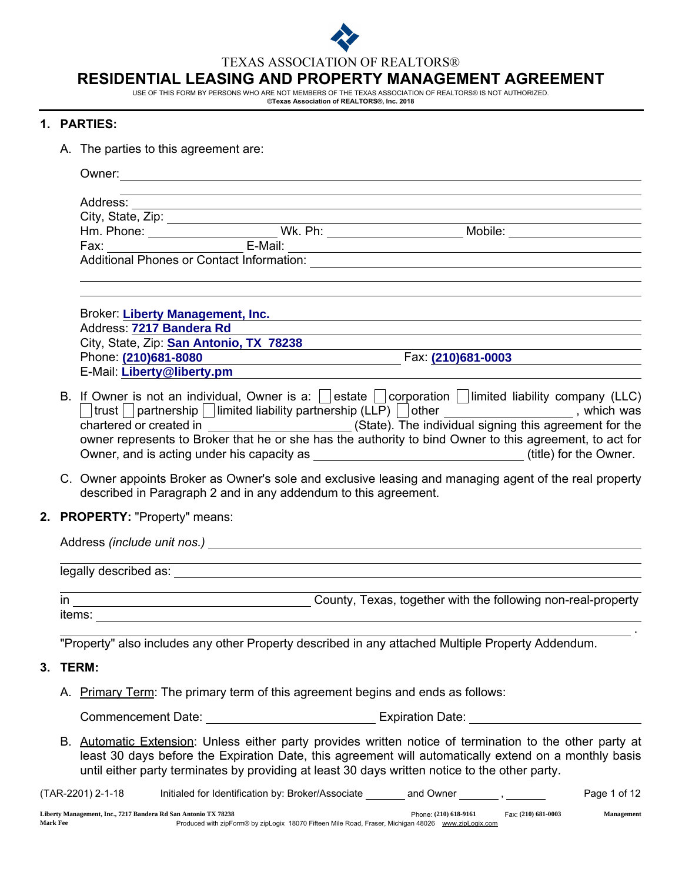TEXAS ASSOCIATION OF REALTORS®

# RESIDENTIAL LEASING AND PROPERTY MANAGEMENT AGREEMENT

USE OF THIS FORM BY PERSONS WHO ARE NOT MEMBERS OF THE TEXAS ASSOCIATION OF REALTORS® IS NOT AUTHORIZED.
**©Texas Association of REALTORS®, Inc. 2018**

## 1. PARTIES:

A. The parties to this agreement are:

Owner: ______________________________________________

______________________________________________

Address: ______________________________________________

City, State, Zip: ______________________________________________

Hm. Phone: __________________ Wk. Ph: __________________ Mobile: __________________

Fax: __________________ E-Mail: ______________________________________________

Additional Phones or Contact Information: ______________________________________________

______________________________________________

______________________________________________

Broker: **Liberty Management, Inc.**
Address: **7217 Bandera Rd**
City, State, Zip: **San Antonio, TX 78238**
Phone: **(210)681-8080** Fax: **(210)681-0003**
E-Mail: **Liberty@liberty.pm**

B. If Owner is not an individual, Owner is a: ☐ estate ☐ corporation ☐ limited liability company (LLC) ☐ trust ☐ partnership ☐ limited liability partnership (LLP) ☐ other __________________, which was chartered or created in __________________ (State). The individual signing this agreement for the owner represents to Broker that he or she has the authority to bind Owner to this agreement, to act for Owner, and is acting under his capacity as __________________ (title) for the Owner.

C. Owner appoints Broker as Owner's sole and exclusive leasing and managing agent of the real property described in Paragraph 2 and in any addendum to this agreement.

## 2. PROPERTY: "Property" means:

Address *(include unit nos.)* ______________________________________________

______________________________________________

legally described as: ______________________________________________

______________________________________________

in __________________ County, Texas, together with the following non-real-property items: ______________________________________________

______________________________________________.

"Property" also includes any other Property described in any attached Multiple Property Addendum.

## 3. TERM:

A. Primary Term: The primary term of this agreement begins and ends as follows:

Commencement Date: __________________ Expiration Date: __________________

B. Automatic Extension: Unless either party provides written notice of termination to the other party at least 30 days before the Expiration Date, this agreement will automatically extend on a monthly basis until either party terminates by providing at least 30 days written notice to the other party.

(TAR-2201) 2-1-18 Initialed for Identification by: Broker/Associate ______ and Owner ______, ______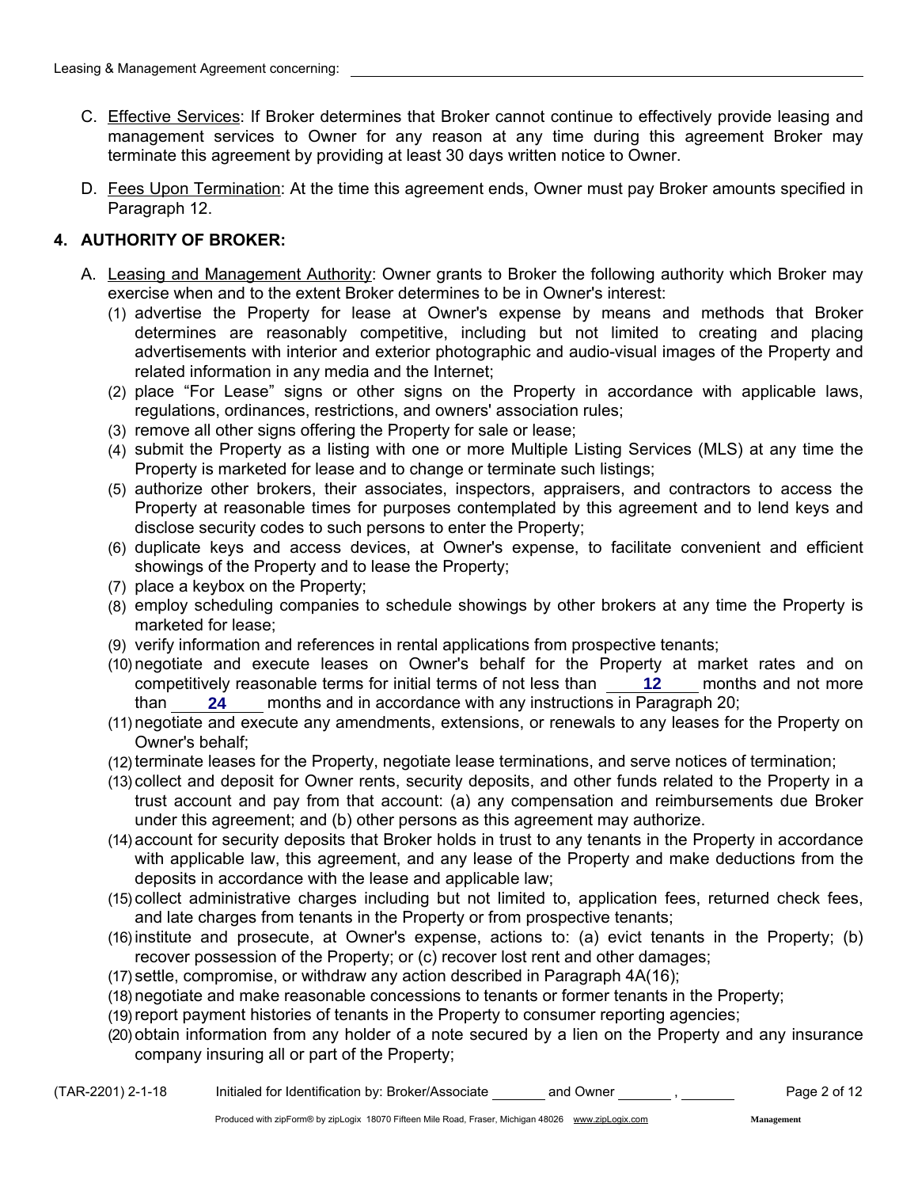C. Effective Services: If Broker determines that Broker cannot continue to effectively provide leasing and management services to Owner for any reason at any time during this agreement Broker may terminate this agreement by providing at least 30 days written notice to Owner.

D. Fees Upon Termination: At the time this agreement ends, Owner must pay Broker amounts specified in Paragraph 12.

## 4. AUTHORITY OF BROKER:

A. Leasing and Management Authority: Owner grants to Broker the following authority which Broker may exercise when and to the extent Broker determines to be in Owner's interest:

(1) advertise the Property for lease at Owner's expense by means and methods that Broker determines are reasonably competitive, including but not limited to creating and placing advertisements with interior and exterior photographic and audio-visual images of the Property and related information in any media and the Internet;

(2) place "For Lease" signs or other signs on the Property in accordance with applicable laws, regulations, ordinances, restrictions, and owners' association rules;

(3) remove all other signs offering the Property for sale or lease;

(4) submit the Property as a listing with one or more Multiple Listing Services (MLS) at any time the Property is marketed for lease and to change or terminate such listings;

(5) authorize other brokers, their associates, inspectors, appraisers, and contractors to access the Property at reasonable times for purposes contemplated by this agreement and to lend keys and disclose security codes to such persons to enter the Property;

(6) duplicate keys and access devices, at Owner's expense, to facilitate convenient and efficient showings of the Property and to lease the Property;

(7) place a keybox on the Property;

(8) employ scheduling companies to schedule showings by other brokers at any time the Property is marketed for lease;

(9) verify information and references in rental applications from prospective tenants;

(10) negotiate and execute leases on Owner's behalf for the Property at market rates and on competitively reasonable terms for initial terms of not less than **12** months and not more than **24** months and in accordance with any instructions in Paragraph 20;

(11) negotiate and execute any amendments, extensions, or renewals to any leases for the Property on Owner's behalf;

(12) terminate leases for the Property, negotiate lease terminations, and serve notices of termination;

(13) collect and deposit for Owner rents, security deposits, and other funds related to the Property in a trust account and pay from that account: (a) any compensation and reimbursements due Broker under this agreement; and (b) other persons as this agreement may authorize.

(14) account for security deposits that Broker holds in trust to any tenants in the Property in accordance with applicable law, this agreement, and any lease of the Property and make deductions from the deposits in accordance with the lease and applicable law;

(15) collect administrative charges including but not limited to, application fees, returned check fees, and late charges from tenants in the Property or from prospective tenants;

(16) institute and prosecute, at Owner's expense, actions to: (a) evict tenants in the Property; (b) recover possession of the Property; or (c) recover lost rent and other damages;

(17) settle, compromise, or withdraw any action described in Paragraph 4A(16);

(18) negotiate and make reasonable concessions to tenants or former tenants in the Property;

(19) report payment histories of tenants in the Property to consumer reporting agencies;

(20) obtain information from any holder of a note secured by a lien on the Property and any insurance company insuring all or part of the Property;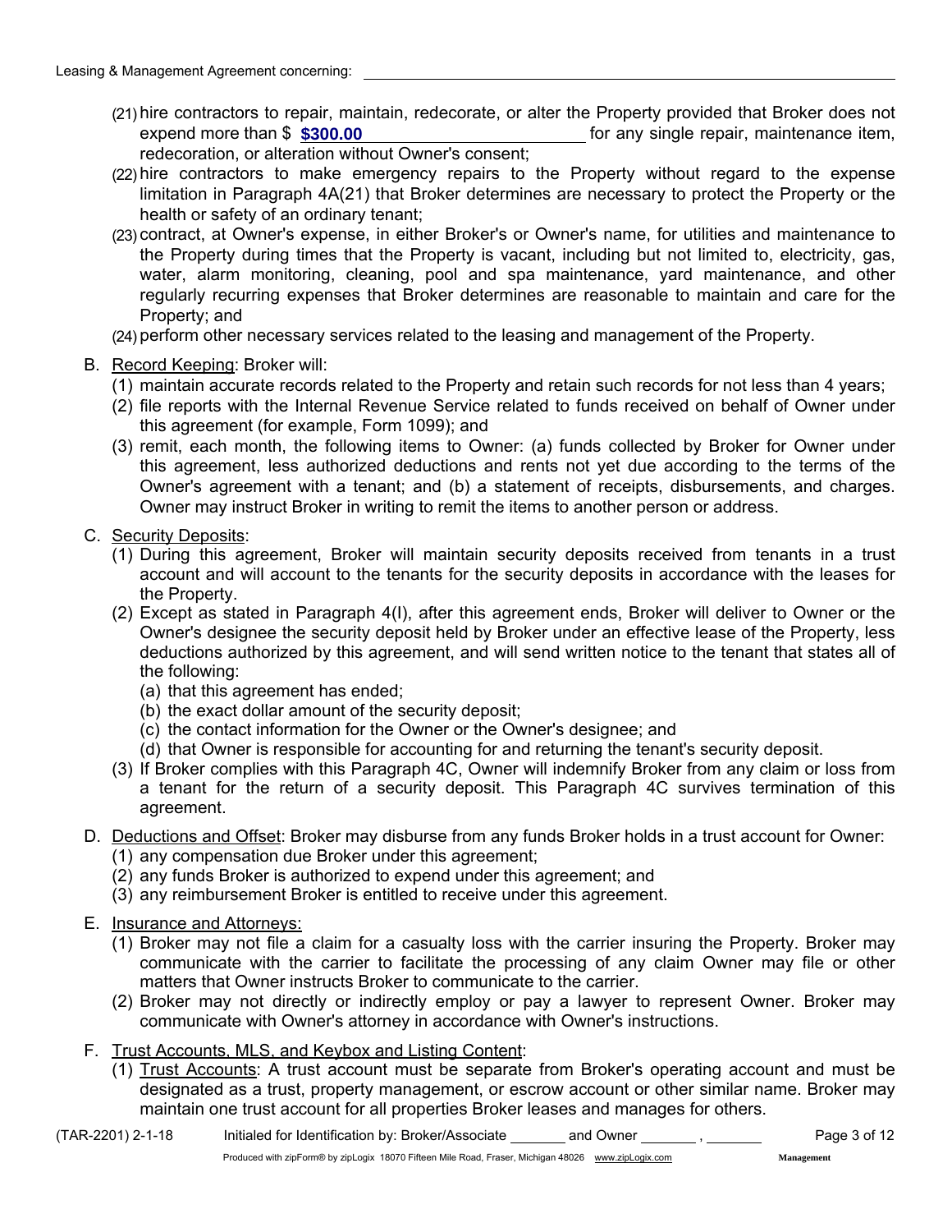(21) hire contractors to repair, maintain, redecorate, or alter the Property provided that Broker does not expend more than $ **$300.00** for any single repair, maintenance item, redecoration, or alteration without Owner's consent;

(22) hire contractors to make emergency repairs to the Property without regard to the expense limitation in Paragraph 4A(21) that Broker determines are necessary to protect the Property or the health or safety of an ordinary tenant;

(23) contract, at Owner's expense, in either Broker's or Owner's name, for utilities and maintenance to the Property during times that the Property is vacant, including but not limited to, electricity, gas, water, alarm monitoring, cleaning, pool and spa maintenance, yard maintenance, and other regularly recurring expenses that Broker determines are reasonable to maintain and care for the Property; and

(24) perform other necessary services related to the leasing and management of the Property.

B. Record Keeping: Broker will:

(1) maintain accurate records related to the Property and retain such records for not less than 4 years;

(2) file reports with the Internal Revenue Service related to funds received on behalf of Owner under this agreement (for example, Form 1099); and

(3) remit, each month, the following items to Owner: (a) funds collected by Broker for Owner under this agreement, less authorized deductions and rents not yet due according to the terms of the Owner's agreement with a tenant; and (b) a statement of receipts, disbursements, and charges. Owner may instruct Broker in writing to remit the items to another person or address.

C. Security Deposits:

(1) During this agreement, Broker will maintain security deposits received from tenants in a trust account and will account to the tenants for the security deposits in accordance with the leases for the Property.

(2) Except as stated in Paragraph 4(I), after this agreement ends, Broker will deliver to Owner or the Owner's designee the security deposit held by Broker under an effective lease of the Property, less deductions authorized by this agreement, and will send written notice to the tenant that states all of the following:

(a) that this agreement has ended;
(b) the exact dollar amount of the security deposit;
(c) the contact information for the Owner or the Owner's designee; and
(d) that Owner is responsible for accounting for and returning the tenant's security deposit.

(3) If Broker complies with this Paragraph 4C, Owner will indemnify Broker from any claim or loss from a tenant for the return of a security deposit. This Paragraph 4C survives termination of this agreement.

D. Deductions and Offset: Broker may disburse from any funds Broker holds in a trust account for Owner:

(1) any compensation due Broker under this agreement;
(2) any funds Broker is authorized to expend under this agreement; and
(3) any reimbursement Broker is entitled to receive under this agreement.

E. Insurance and Attorneys:

(1) Broker may not file a claim for a casualty loss with the carrier insuring the Property. Broker may communicate with the carrier to facilitate the processing of any claim Owner may file or other matters that Owner instructs Broker to communicate to the carrier.

(2) Broker may not directly or indirectly employ or pay a lawyer to represent Owner. Broker may communicate with Owner's attorney in accordance with Owner's instructions.

F. Trust Accounts, MLS, and Keybox and Listing Content:

(1) Trust Accounts: A trust account must be separate from Broker's operating account and must be designated as a trust, property management, or escrow account or other similar name. Broker may maintain one trust account for all properties Broker leases and manages for others.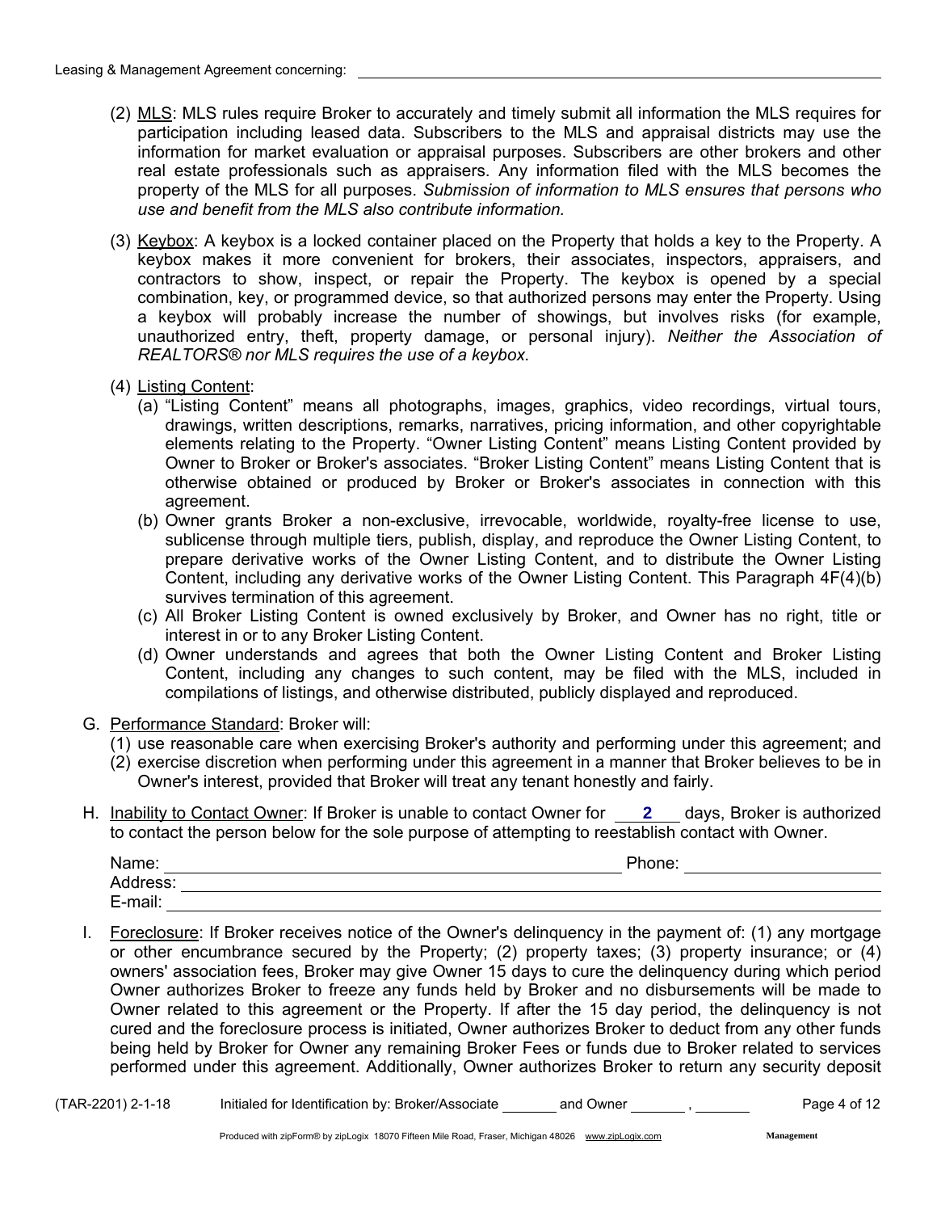(2) MLS: MLS rules require Broker to accurately and timely submit all information the MLS requires for participation including leased data. Subscribers to the MLS and appraisal districts may use the information for market evaluation or appraisal purposes. Subscribers are other brokers and other real estate professionals such as appraisers. Any information filed with the MLS becomes the property of the MLS for all purposes. *Submission of information to MLS ensures that persons who use and benefit from the MLS also contribute information.*

(3) Keybox: A keybox is a locked container placed on the Property that holds a key to the Property. A keybox makes it more convenient for brokers, their associates, inspectors, appraisers, and contractors to show, inspect, or repair the Property. The keybox is opened by a special combination, key, or programmed device, so that authorized persons may enter the Property. Using a keybox will probably increase the number of showings, but involves risks (for example, unauthorized entry, theft, property damage, or personal injury). *Neither the Association of REALTORS® nor MLS requires the use of a keybox.*

(4) Listing Content:

(a) "Listing Content" means all photographs, images, graphics, video recordings, virtual tours, drawings, written descriptions, remarks, narratives, pricing information, and other copyrightable elements relating to the Property. "Owner Listing Content" means Listing Content provided by Owner to Broker or Broker's associates. "Broker Listing Content" means Listing Content that is otherwise obtained or produced by Broker or Broker's associates in connection with this agreement.

(b) Owner grants Broker a non-exclusive, irrevocable, worldwide, royalty-free license to use, sublicense through multiple tiers, publish, display, and reproduce the Owner Listing Content, to prepare derivative works of the Owner Listing Content, and to distribute the Owner Listing Content, including any derivative works of the Owner Listing Content. This Paragraph 4F(4)(b) survives termination of this agreement.

(c) All Broker Listing Content is owned exclusively by Broker, and Owner has no right, title or interest in or to any Broker Listing Content.

(d) Owner understands and agrees that both the Owner Listing Content and Broker Listing Content, including any changes to such content, may be filed with the MLS, included in compilations of listings, and otherwise distributed, publicly displayed and reproduced.

G. Performance Standard: Broker will:

(1) use reasonable care when exercising Broker's authority and performing under this agreement; and

(2) exercise discretion when performing under this agreement in a manner that Broker believes to be in Owner's interest, provided that Broker will treat any tenant honestly and fairly.

H. Inability to Contact Owner: If Broker is unable to contact Owner for **2** days, Broker is authorized to contact the person below for the sole purpose of attempting to reestablish contact with Owner.

Name: ______________________ Phone: ______________________

Address: ______________________

E-mail: ______________________

I. Foreclosure: If Broker receives notice of the Owner's delinquency in the payment of: (1) any mortgage or other encumbrance secured by the Property; (2) property taxes; (3) property insurance; or (4) owners' association fees, Broker may give Owner 15 days to cure the delinquency during which period Owner authorizes Broker to freeze any funds held by Broker and no disbursements will be made to Owner related to this agreement or the Property. If after the 15 day period, the delinquency is not cured and the foreclosure process is initiated, Owner authorizes Broker to deduct from any other funds being held by Broker for Owner any remaining Broker Fees or funds due to Broker related to services performed under this agreement. Additionally, Owner authorizes Broker to return any security deposit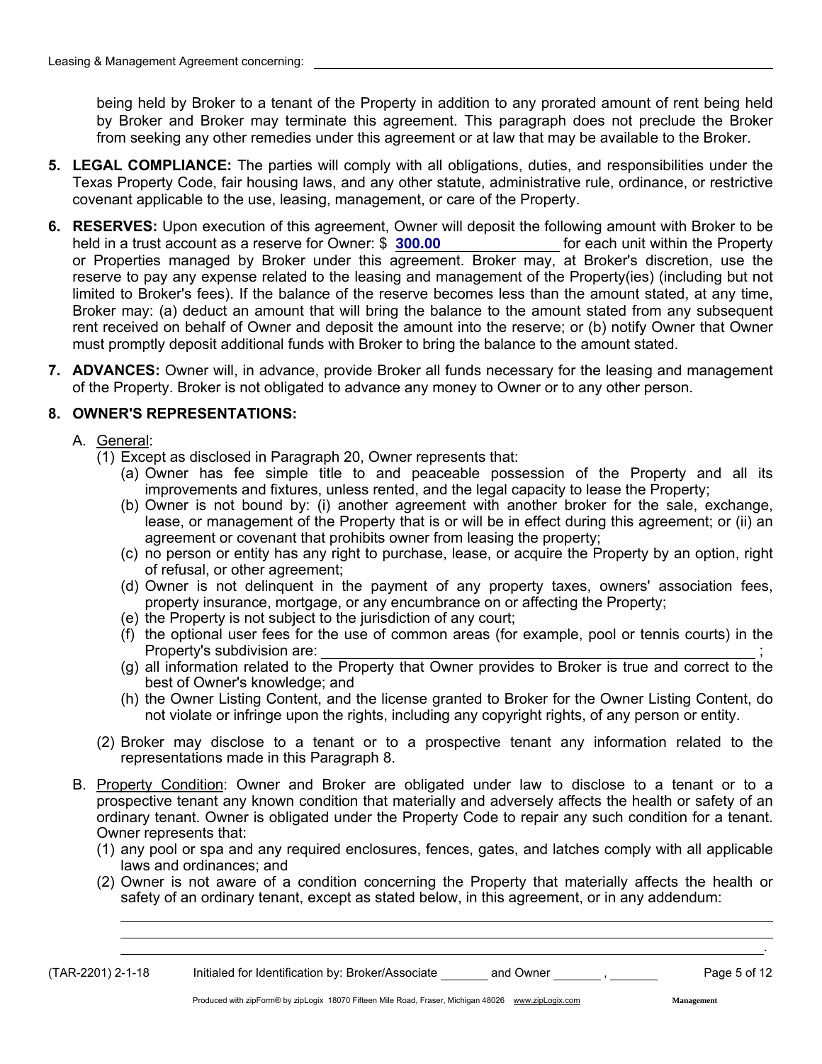being held by Broker to a tenant of the Property in addition to any prorated amount of rent being held by Broker and Broker may terminate this agreement. This paragraph does not preclude the Broker from seeking any other remedies under this agreement or at law that may be available to the Broker.

**5. LEGAL COMPLIANCE:** The parties will comply with all obligations, duties, and responsibilities under the Texas Property Code, fair housing laws, and any other statute, administrative rule, ordinance, or restrictive covenant applicable to the use, leasing, management, or care of the Property.

**6. RESERVES:** Upon execution of this agreement, Owner will deposit the following amount with Broker to be held in a trust account as a reserve for Owner: $ **300.00** for each unit within the Property or Properties managed by Broker under this agreement. Broker may, at Broker's discretion, use the reserve to pay any expense related to the leasing and management of the Property(ies) (including but not limited to Broker's fees). If the balance of the reserve becomes less than the amount stated, at any time, Broker may: (a) deduct an amount that will bring the balance to the amount stated from any subsequent rent received on behalf of Owner and deposit the amount into the reserve; or (b) notify Owner that Owner must promptly deposit additional funds with Broker to bring the balance to the amount stated.

**7. ADVANCES:** Owner will, in advance, provide Broker all funds necessary for the leasing and management of the Property. Broker is not obligated to advance any money to Owner or to any other person.

**8. OWNER'S REPRESENTATIONS:**

A. General:

(1) Except as disclosed in Paragraph 20, Owner represents that:

(a) Owner has fee simple title to and peaceable possession of the Property and all its improvements and fixtures, unless rented, and the legal capacity to lease the Property;

(b) Owner is not bound by: (i) another agreement with another broker for the sale, exchange, lease, or management of the Property that is or will be in effect during this agreement; or (ii) an agreement or covenant that prohibits owner from leasing the property;

(c) no person or entity has any right to purchase, lease, or acquire the Property by an option, right of refusal, or other agreement;

(d) Owner is not delinquent in the payment of any property taxes, owners' association fees, property insurance, mortgage, or any encumbrance on or affecting the Property;

(e) the Property is not subject to the jurisdiction of any court;

(f) the optional user fees for the use of common areas (for example, pool or tennis courts) in the Property's subdivision are: ______________________________;

(g) all information related to the Property that Owner provides to Broker is true and correct to the best of Owner's knowledge; and

(h) the Owner Listing Content, and the license granted to Broker for the Owner Listing Content, do not violate or infringe upon the rights, including any copyright rights, of any person or entity.

(2) Broker may disclose to a tenant or to a prospective tenant any information related to the representations made in this Paragraph 8.

B. Property Condition: Owner and Broker are obligated under law to disclose to a tenant or to a prospective tenant any known condition that materially and adversely affects the health or safety of an ordinary tenant. Owner is obligated under the Property Code to repair any such condition for a tenant. Owner represents that:

(1) any pool or spa and any required enclosures, fences, gates, and latches comply with all applicable laws and ordinances; and

(2) Owner is not aware of a condition concerning the Property that materially affects the health or safety of an ordinary tenant, except as stated below, in this agreement, or in any addendum:

______________________________________________________________________________

______________________________________________________________________________

______________________________________________________________________________.

(TAR-2201) 2-1-18 Initialed for Identification by: Broker/Associate ______ and Owner ______ , ______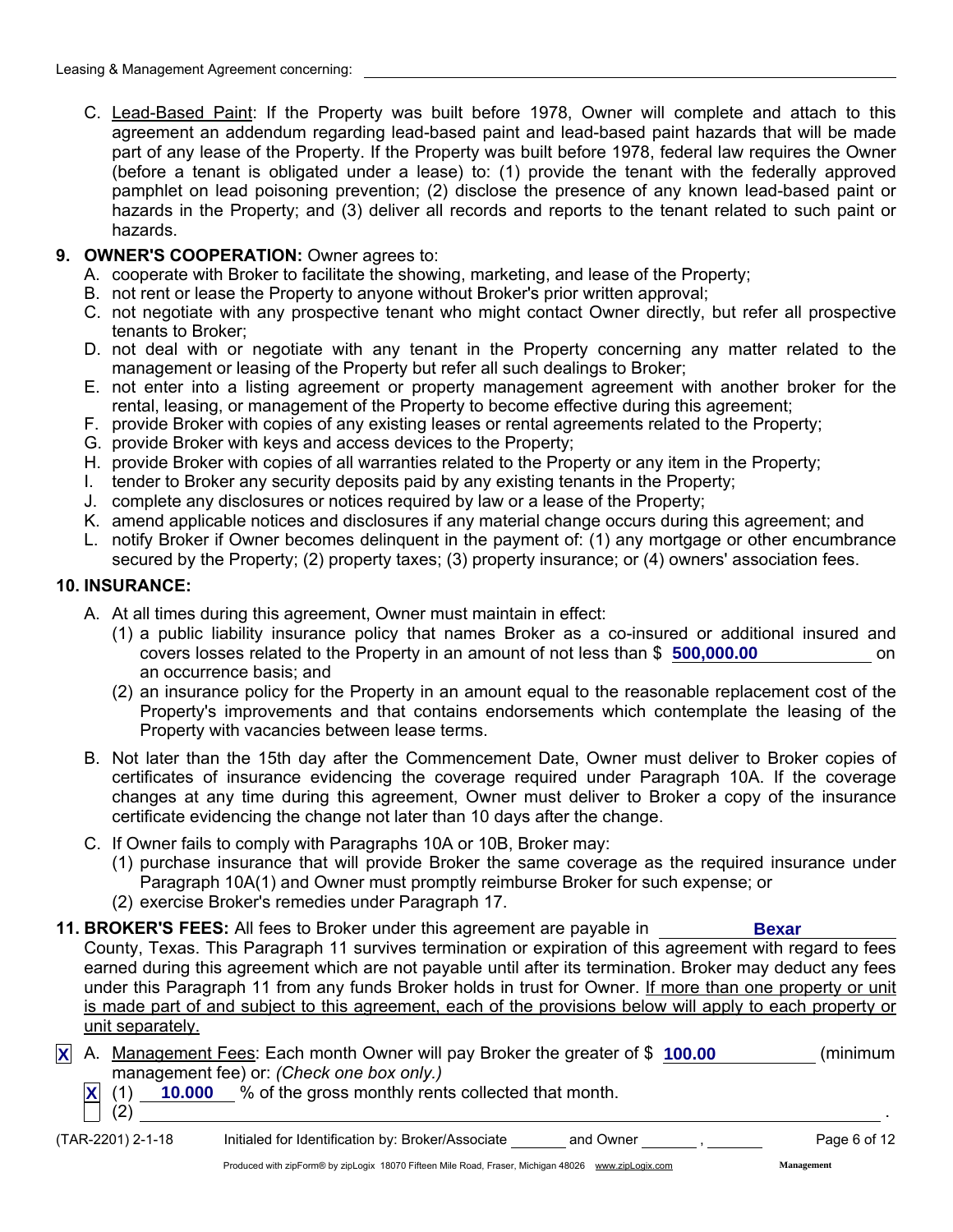C. Lead-Based Paint: If the Property was built before 1978, Owner will complete and attach to this agreement an addendum regarding lead-based paint and lead-based paint hazards that will be made part of any lease of the Property. If the Property was built before 1978, federal law requires the Owner (before a tenant is obligated under a lease) to: (1) provide the tenant with the federally approved pamphlet on lead poisoning prevention; (2) disclose the presence of any known lead-based paint or hazards in the Property; and (3) deliver all records and reports to the tenant related to such paint or hazards.

**9. OWNER'S COOPERATION:** Owner agrees to:

A. cooperate with Broker to facilitate the showing, marketing, and lease of the Property;
B. not rent or lease the Property to anyone without Broker's prior written approval;
C. not negotiate with any prospective tenant who might contact Owner directly, but refer all prospective tenants to Broker;
D. not deal with or negotiate with any tenant in the Property concerning any matter related to the management or leasing of the Property but refer all such dealings to Broker;
E. not enter into a listing agreement or property management agreement with another broker for the rental, leasing, or management of the Property to become effective during this agreement;
F. provide Broker with copies of any existing leases or rental agreements related to the Property;
G. provide Broker with keys and access devices to the Property;
H. provide Broker with copies of all warranties related to the Property or any item in the Property;
I. tender to Broker any security deposits paid by any existing tenants in the Property;
J. complete any disclosures or notices required by law or a lease of the Property;
K. amend applicable notices and disclosures if any material change occurs during this agreement; and
L. notify Broker if Owner becomes delinquent in the payment of: (1) any mortgage or other encumbrance secured by the Property; (2) property taxes; (3) property insurance; or (4) owners' association fees.

**10. INSURANCE:**

A. At all times during this agreement, Owner must maintain in effect:
   (1) a public liability insurance policy that names Broker as a co-insured or additional insured and covers losses related to the Property in an amount of not less than $ **500,000.00** on an occurrence basis; and
   (2) an insurance policy for the Property in an amount equal to the reasonable replacement cost of the Property's improvements and that contains endorsements which contemplate the leasing of the Property with vacancies between lease terms.

B. Not later than the 15th day after the Commencement Date, Owner must deliver to Broker copies of certificates of insurance evidencing the coverage required under Paragraph 10A. If the coverage changes at any time during this agreement, Owner must deliver to Broker a copy of the insurance certificate evidencing the change not later than 10 days after the change.

C. If Owner fails to comply with Paragraphs 10A or 10B, Broker may:
   (1) purchase insurance that will provide Broker the same coverage as the required insurance under Paragraph 10A(1) and Owner must promptly reimburse Broker for such expense; or
   (2) exercise Broker's remedies under Paragraph 17.

**11. BROKER'S FEES:** All fees to Broker under this agreement are payable in **Bexar** County, Texas. This Paragraph 11 survives termination or expiration of this agreement with regard to fees earned during this agreement which are not payable until after its termination. Broker may deduct any fees under this Paragraph 11 from any funds Broker holds in trust for Owner. If more than one property or unit is made part of and subject to this agreement, each of the provisions below will apply to each property or unit separately.

[X] A. Management Fees: Each month Owner will pay Broker the greater of $ **100.00** (minimum management fee) or: *(Check one box only.)*
   [X] (1) **10.000** % of the gross monthly rents collected that month.
   [ ] (2) ______________________________ .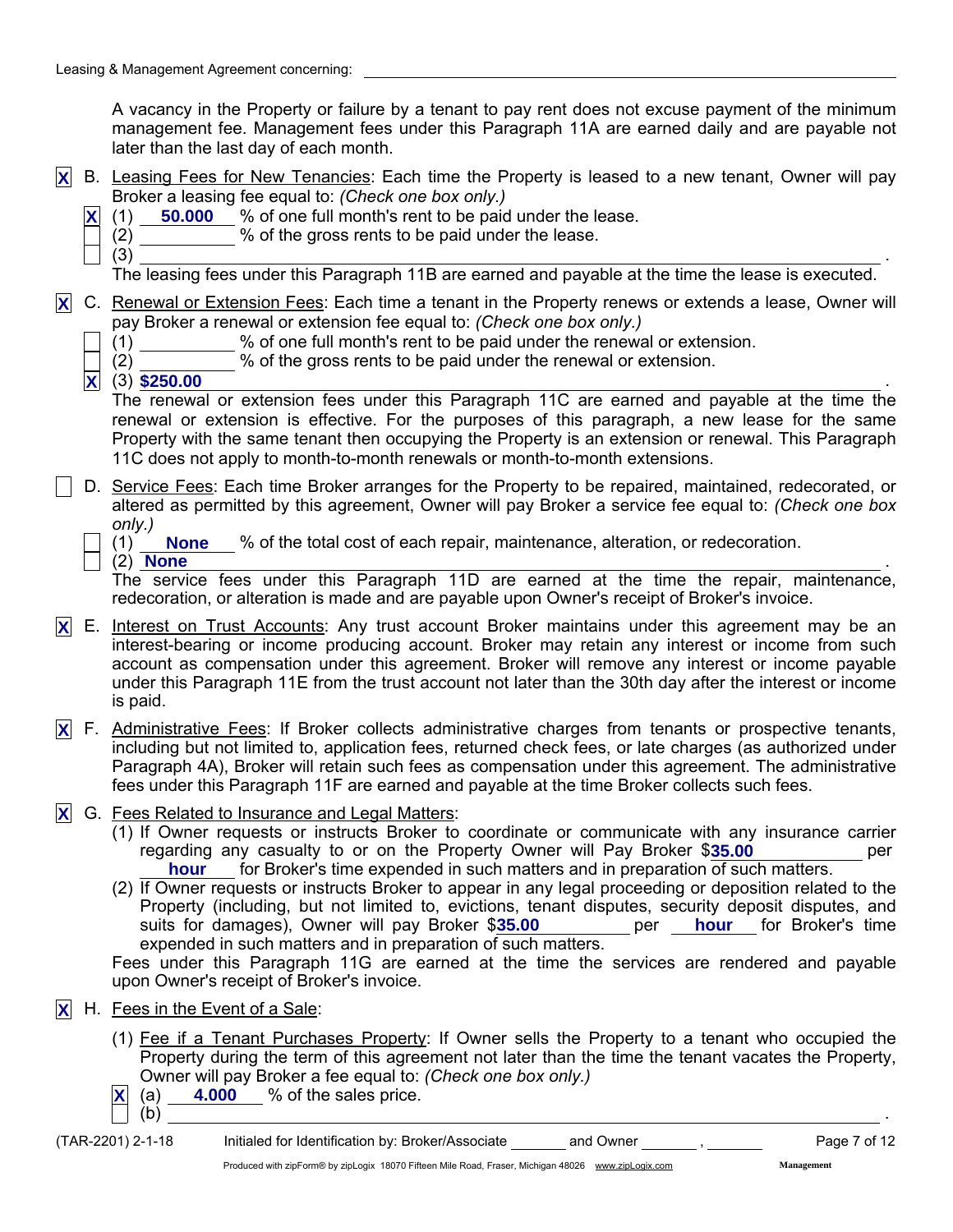Leasing & Management Agreement concerning: ______________________________

A vacancy in the Property or failure by a tenant to pay rent does not excuse payment of the minimum management fee. Management fees under this Paragraph 11A are earned daily and are payable not later than the last day of each month.

[X] B. Leasing Fees for New Tenancies: Each time the Property is leased to a new tenant, Owner will pay Broker a leasing fee equal to: *(Check one box only.)*

- [X] (1) **50.000** % of one full month's rent to be paid under the lease.
- [ ] (2) __________ % of the gross rents to be paid under the lease.
- [ ] (3) ______________________________.

The leasing fees under this Paragraph 11B are earned and payable at the time the lease is executed.

[X] C. Renewal or Extension Fees: Each time a tenant in the Property renews or extends a lease, Owner will pay Broker a renewal or extension fee equal to: *(Check one box only.)*

- [ ] (1) __________ % of one full month's rent to be paid under the renewal or extension.
- [ ] (2) __________ % of the gross rents to be paid under the renewal or extension.
- [X] (3) **$250.00** ______________________________.

The renewal or extension fees under this Paragraph 11C are earned and payable at the time the renewal or extension is effective. For the purposes of this paragraph, a new lease for the same Property with the same tenant then occupying the Property is an extension or renewal. This Paragraph 11C does not apply to month-to-month renewals or month-to-month extensions.

[ ] D. Service Fees: Each time Broker arranges for the Property to be repaired, maintained, redecorated, or altered as permitted by this agreement, Owner will pay Broker a service fee equal to: *(Check one box only.)*

- [ ] (1) **None** % of the total cost of each repair, maintenance, alteration, or redecoration.
- [ ] (2) **None** ______________________________.

The service fees under this Paragraph 11D are earned at the time the repair, maintenance, redecoration, or alteration is made and are payable upon Owner's receipt of Broker's invoice.

[X] E. Interest on Trust Accounts: Any trust account Broker maintains under this agreement may be an interest-bearing or income producing account. Broker may retain any interest or income from such account as compensation under this agreement. Broker will remove any interest or income payable under this Paragraph 11E from the trust account not later than the 30th day after the interest or income is paid.

[X] F. Administrative Fees: If Broker collects administrative charges from tenants or prospective tenants, including but not limited to, application fees, returned check fees, or late charges (as authorized under Paragraph 4A), Broker will retain such fees as compensation under this agreement. The administrative fees under this Paragraph 11F are earned and payable at the time Broker collects such fees.

[X] G. Fees Related to Insurance and Legal Matters:

(1) If Owner requests or instructs Broker to coordinate or communicate with any insurance carrier regarding any casualty to or on the Property Owner will Pay Broker $**35.00** per **hour** for Broker's time expended in such matters and in preparation of such matters.

(2) If Owner requests or instructs Broker to appear in any legal proceeding or deposition related to the Property (including, but not limited to, evictions, tenant disputes, security deposit disputes, and suits for damages), Owner will pay Broker $**35.00** per **hour** for Broker's time expended in such matters and in preparation of such matters.

Fees under this Paragraph 11G are earned at the time the services are rendered and payable upon Owner's receipt of Broker's invoice.

[X] H. Fees in the Event of a Sale:

(1) Fee if a Tenant Purchases Property: If Owner sells the Property to a tenant who occupied the Property during the term of this agreement not later than the time the tenant vacates the Property, Owner will pay Broker a fee equal to: *(Check one box only.)*

- [X] (a) **4.000** % of the sales price.
- [ ] (b) ______________________________.

(TAR-2201) 2-1-18 Initialed for Identification by: Broker/Associate _______ and Owner _______ , _______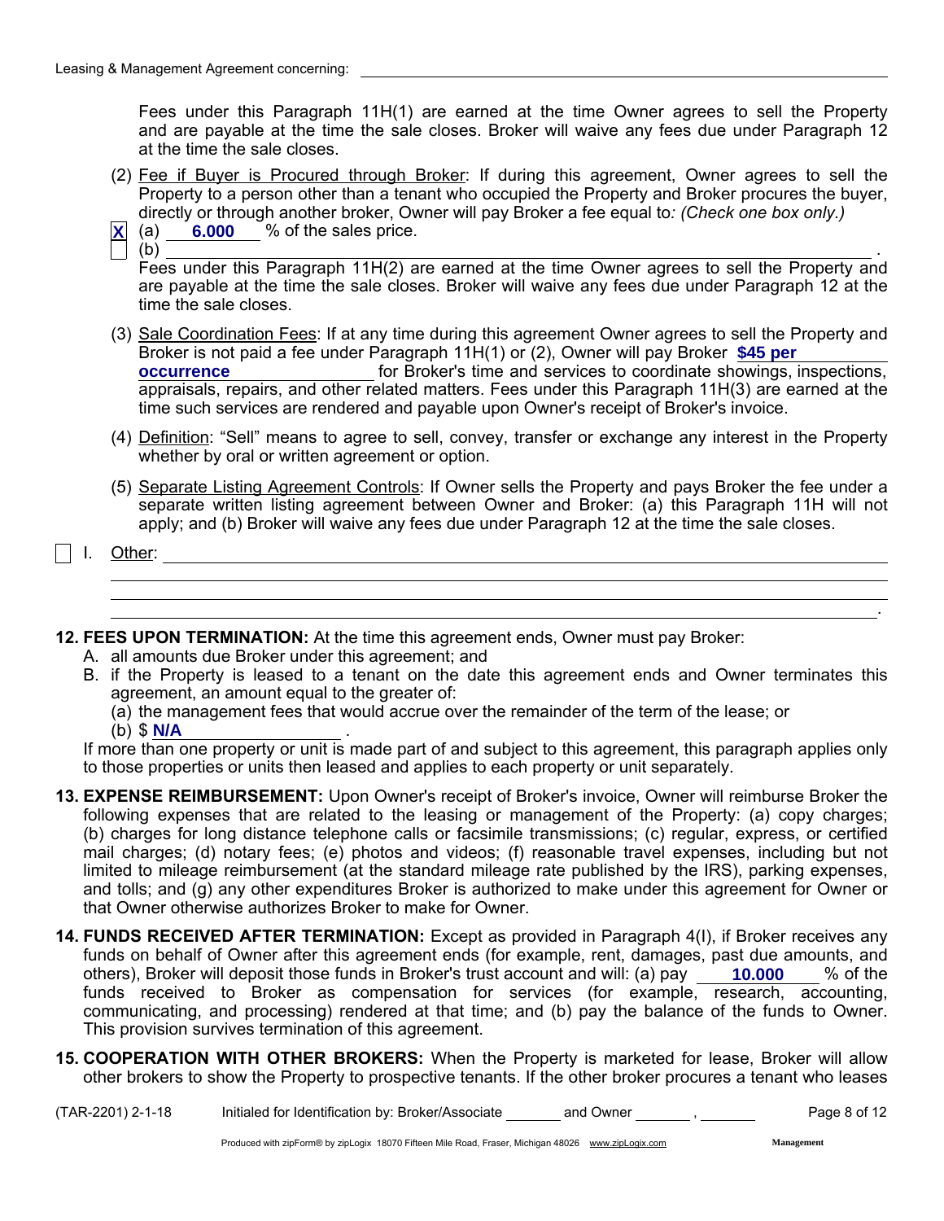Fees under this Paragraph 11H(1) are earned at the time Owner agrees to sell the Property and are payable at the time the sale closes. Broker will waive any fees due under Paragraph 12 at the time the sale closes.

(2) Fee if Buyer is Procured through Broker: If during this agreement, Owner agrees to sell the Property to a person other than a tenant who occupied the Property and Broker procures the buyer, directly or through another broker, Owner will pay Broker a fee equal to: *(Check one box only.)*

- [X] (a) **6.000** % of the sales price.
- [ ] (b) ______________________________ .

Fees under this Paragraph 11H(2) are earned at the time Owner agrees to sell the Property and are payable at the time the sale closes. Broker will waive any fees due under Paragraph 12 at the time the sale closes.

(3) Sale Coordination Fees: If at any time during this agreement Owner agrees to sell the Property and Broker is not paid a fee under Paragraph 11H(1) or (2), Owner will pay Broker **$45 per occurrence** for Broker's time and services to coordinate showings, inspections, appraisals, repairs, and other related matters. Fees under this Paragraph 11H(3) are earned at the time such services are rendered and payable upon Owner's receipt of Broker's invoice.

(4) Definition: "Sell" means to agree to sell, convey, transfer or exchange any interest in the Property whether by oral or written agreement or option.

(5) Separate Listing Agreement Controls: If Owner sells the Property and pays Broker the fee under a separate written listing agreement between Owner and Broker: (a) this Paragraph 11H will not apply; and (b) Broker will waive any fees due under Paragraph 12 at the time the sale closes.

- [ ] I. Other: ______________________________ .

**12. FEES UPON TERMINATION:** At the time this agreement ends, Owner must pay Broker:

A. all amounts due Broker under this agreement; and

B. if the Property is leased to a tenant on the date this agreement ends and Owner terminates this agreement, an amount equal to the greater of:

(a) the management fees that would accrue over the remainder of the term of the lease; or

(b) $ **N/A** .

If more than one property or unit is made part of and subject to this agreement, this paragraph applies only to those properties or units then leased and applies to each property or unit separately.

**13. EXPENSE REIMBURSEMENT:** Upon Owner's receipt of Broker's invoice, Owner will reimburse Broker the following expenses that are related to the leasing or management of the Property: (a) copy charges; (b) charges for long distance telephone calls or facsimile transmissions; (c) regular, express, or certified mail charges; (d) notary fees; (e) photos and videos; (f) reasonable travel expenses, including but not limited to mileage reimbursement (at the standard mileage rate published by the IRS), parking expenses, and tolls; and (g) any other expenditures Broker is authorized to make under this agreement for Owner or that Owner otherwise authorizes Broker to make for Owner.

**14. FUNDS RECEIVED AFTER TERMINATION:** Except as provided in Paragraph 4(I), if Broker receives any funds on behalf of Owner after this agreement ends (for example, rent, damages, past due amounts, and others), Broker will deposit those funds in Broker's trust account and will: (a) pay **10.000** % of the funds received to Broker as compensation for services (for example, research, accounting, communicating, and processing) rendered at that time; and (b) pay the balance of the funds to Owner. This provision survives termination of this agreement.

**15. COOPERATION WITH OTHER BROKERS:** When the Property is marketed for lease, Broker will allow other brokers to show the Property to prospective tenants. If the other broker procures a tenant who leases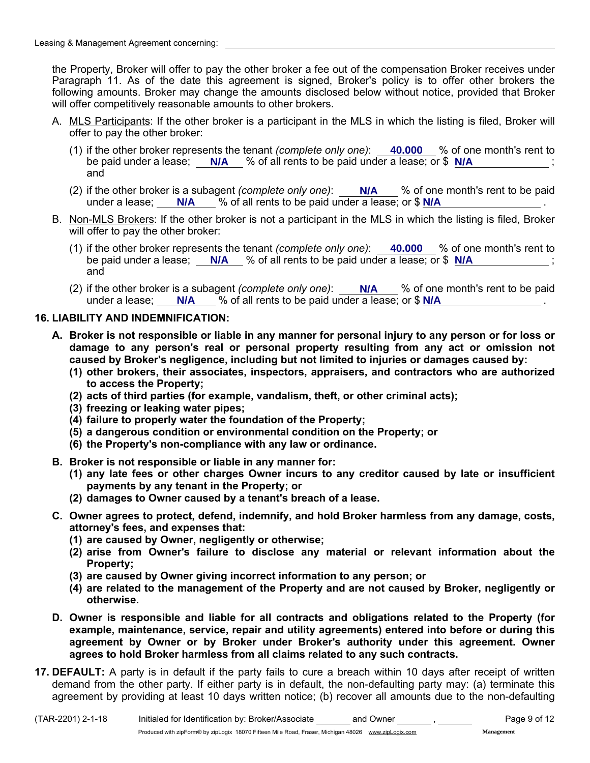the Property, Broker will offer to pay the other broker a fee out of the compensation Broker receives under Paragraph 11. As of the date this agreement is signed, Broker's policy is to offer other brokers the following amounts. Broker may change the amounts disclosed below without notice, provided that Broker will offer competitively reasonable amounts to other brokers.

A. MLS Participants: If the other broker is a participant in the MLS in which the listing is filed, Broker will offer to pay the other broker:

(1) if the other broker represents the tenant *(complete only one)*: **40.000** % of one month's rent to be paid under a lease; **N/A** % of all rents to be paid under a lease; or $ **N/A** ; and

(2) if the other broker is a subagent *(complete only one)*: **N/A** % of one month's rent to be paid under a lease; **N/A** % of all rents to be paid under a lease; or $ **N/A** .

B. Non-MLS Brokers: If the other broker is not a participant in the MLS in which the listing is filed, Broker will offer to pay the other broker:

(1) if the other broker represents the tenant *(complete only one)*: **40.000** % of one month's rent to be paid under a lease; **N/A** % of all rents to be paid under a lease; or $ **N/A** ; and

(2) if the other broker is a subagent *(complete only one)*: **N/A** % of one month's rent to be paid under a lease; **N/A** % of all rents to be paid under a lease; or $ **N/A** .

**16. LIABILITY AND INDEMNIFICATION:**

**A. Broker is not responsible or liable in any manner for personal injury to any person or for loss or damage to any person's real or personal property resulting from any act or omission not caused by Broker's negligence, including but not limited to injuries or damages caused by:**
**(1) other brokers, their associates, inspectors, appraisers, and contractors who are authorized to access the Property;**
**(2) acts of third parties (for example, vandalism, theft, or other criminal acts);**
**(3) freezing or leaking water pipes;**
**(4) failure to properly water the foundation of the Property;**
**(5) a dangerous condition or environmental condition on the Property; or**
**(6) the Property's non-compliance with any law or ordinance.**

**B. Broker is not responsible or liable in any manner for:**
**(1) any late fees or other charges Owner incurs to any creditor caused by late or insufficient payments by any tenant in the Property; or**
**(2) damages to Owner caused by a tenant's breach of a lease.**

**C. Owner agrees to protect, defend, indemnify, and hold Broker harmless from any damage, costs, attorney's fees, and expenses that:**
**(1) are caused by Owner, negligently or otherwise;**
**(2) arise from Owner's failure to disclose any material or relevant information about the Property;**
**(3) are caused by Owner giving incorrect information to any person; or**
**(4) are related to the management of the Property and are not caused by Broker, negligently or otherwise.**

**D. Owner is responsible and liable for all contracts and obligations related to the Property (for example, maintenance, service, repair and utility agreements) entered into before or during this agreement by Owner or by Broker under Broker's authority under this agreement. Owner agrees to hold Broker harmless from all claims related to any such contracts.**

**17. DEFAULT:** A party is in default if the party fails to cure a breach within 10 days after receipt of written demand from the other party. If either party is in default, the non-defaulting party may: (a) terminate this agreement by providing at least 10 days written notice; (b) recover all amounts due to the non-defaulting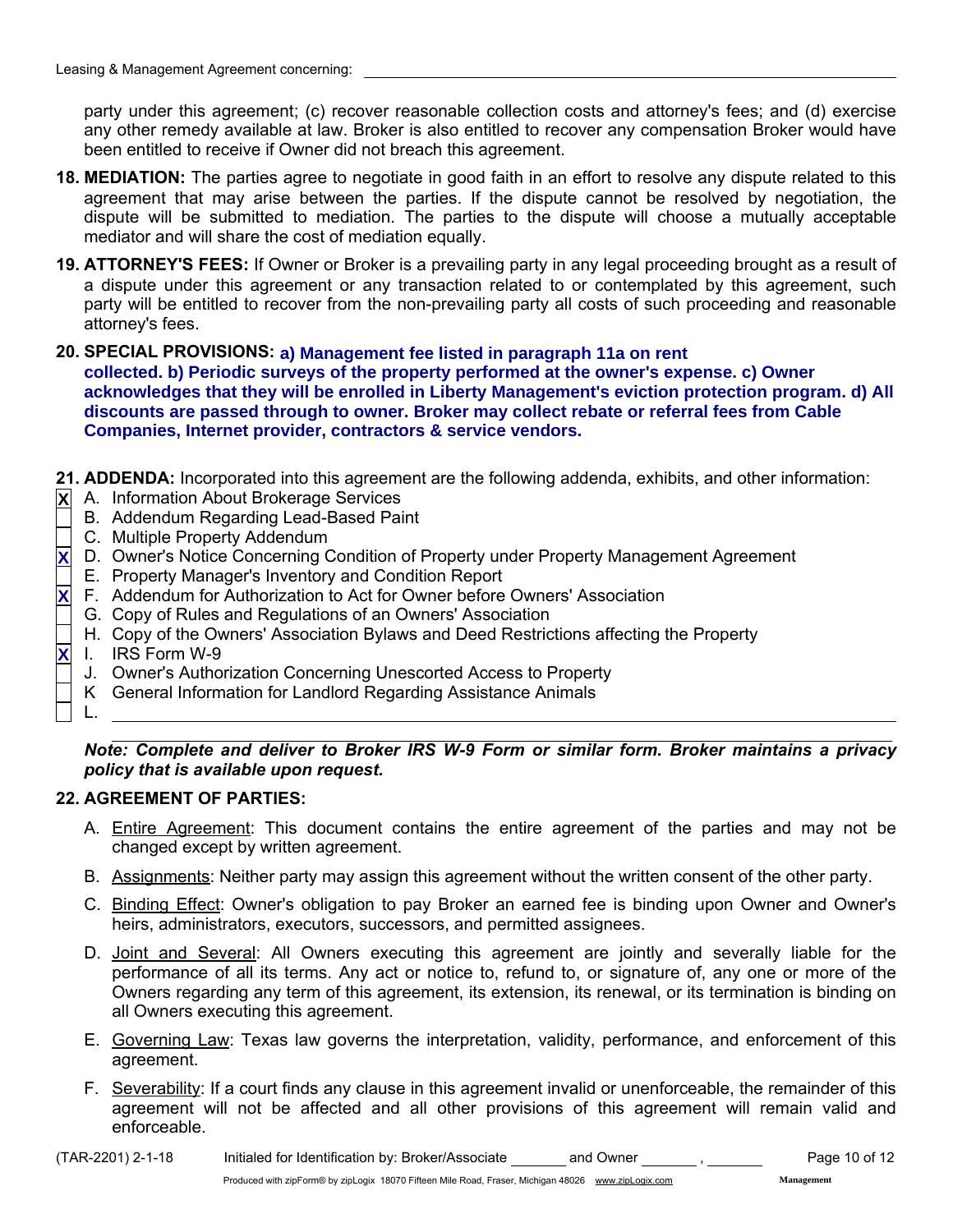party under this agreement; (c) recover reasonable collection costs and attorney's fees; and (d) exercise any other remedy available at law. Broker is also entitled to recover any compensation Broker would have been entitled to receive if Owner did not breach this agreement.

**18. MEDIATION:** The parties agree to negotiate in good faith in an effort to resolve any dispute related to this agreement that may arise between the parties. If the dispute cannot be resolved by negotiation, the dispute will be submitted to mediation. The parties to the dispute will choose a mutually acceptable mediator and will share the cost of mediation equally.

**19. ATTORNEY'S FEES:** If Owner or Broker is a prevailing party in any legal proceeding brought as a result of a dispute under this agreement or any transaction related to or contemplated by this agreement, such party will be entitled to recover from the non-prevailing party all costs of such proceeding and reasonable attorney's fees.

**20. SPECIAL PROVISIONS:** **a) Management fee listed in paragraph 11a on rent collected. b) Periodic surveys of the property performed at the owner's expense. c) Owner acknowledges that they will be enrolled in Liberty Management's eviction protection program. d) All discounts are passed through to owner. Broker may collect rebate or referral fees from Cable Companies, Internet provider, contractors & service vendors.**

**21. ADDENDA:** Incorporated into this agreement are the following addenda, exhibits, and other information:

- [X] A. Information About Brokerage Services
- [ ] B. Addendum Regarding Lead-Based Paint
- [ ] C. Multiple Property Addendum
- [X] D. Owner's Notice Concerning Condition of Property under Property Management Agreement
- [ ] E. Property Manager's Inventory and Condition Report
- [X] F. Addendum for Authorization to Act for Owner before Owners' Association
- [ ] G. Copy of Rules and Regulations of an Owners' Association
- [ ] H. Copy of the Owners' Association Bylaws and Deed Restrictions affecting the Property
- [X] I. IRS Form W-9
- [ ] J. Owner's Authorization Concerning Unescorted Access to Property
- [ ] K General Information for Landlord Regarding Assistance Animals
- [ ] L. ______________________________

***Note: Complete and deliver to Broker IRS W-9 Form or similar form. Broker maintains a privacy policy that is available upon request.***

**22. AGREEMENT OF PARTIES:**

A. Entire Agreement: This document contains the entire agreement of the parties and may not be changed except by written agreement.

B. Assignments: Neither party may assign this agreement without the written consent of the other party.

C. Binding Effect: Owner's obligation to pay Broker an earned fee is binding upon Owner and Owner's heirs, administrators, executors, successors, and permitted assignees.

D. Joint and Several: All Owners executing this agreement are jointly and severally liable for the performance of all its terms. Any act or notice to, refund to, or signature of, any one or more of the Owners regarding any term of this agreement, its extension, its renewal, or its termination is binding on all Owners executing this agreement.

E. Governing Law: Texas law governs the interpretation, validity, performance, and enforcement of this agreement.

F. Severability: If a court finds any clause in this agreement invalid or unenforceable, the remainder of this agreement will not be affected and all other provisions of this agreement will remain valid and enforceable.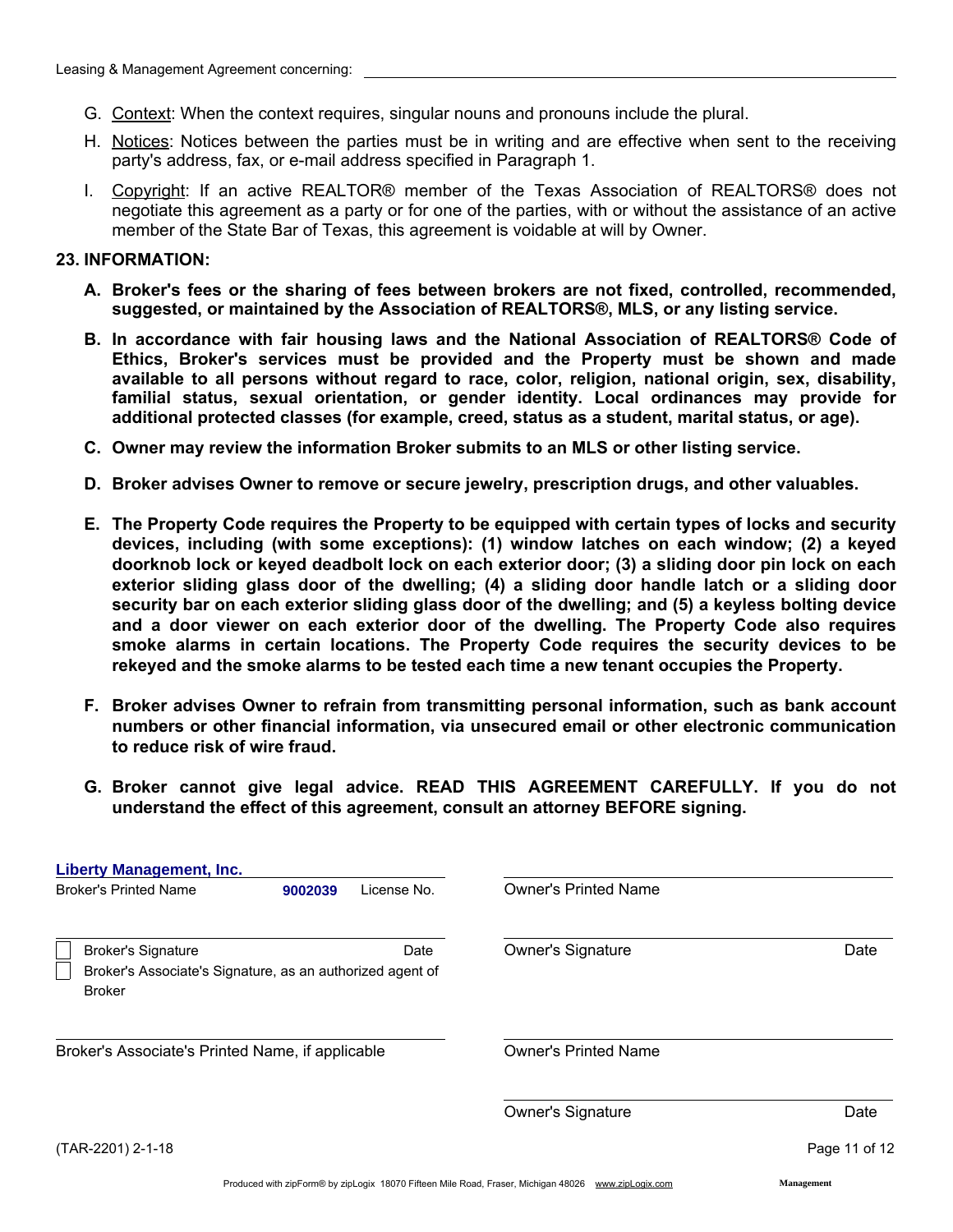Leasing & Management Agreement concerning: ______________________________

G. Context: When the context requires, singular nouns and pronouns include the plural.

H. Notices: Notices between the parties must be in writing and are effective when sent to the receiving party's address, fax, or e-mail address specified in Paragraph 1.

I. Copyright: If an active REALTOR® member of the Texas Association of REALTORS® does not negotiate this agreement as a party or for one of the parties, with or without the assistance of an active member of the State Bar of Texas, this agreement is voidable at will by Owner.

**23. INFORMATION:**

**A. Broker's fees or the sharing of fees between brokers are not fixed, controlled, recommended, suggested, or maintained by the Association of REALTORS®, MLS, or any listing service.**

**B. In accordance with fair housing laws and the National Association of REALTORS® Code of Ethics, Broker's services must be provided and the Property must be shown and made available to all persons without regard to race, color, religion, national origin, sex, disability, familial status, sexual orientation, or gender identity. Local ordinances may provide for additional protected classes (for example, creed, status as a student, marital status, or age).**

**C. Owner may review the information Broker submits to an MLS or other listing service.**

**D. Broker advises Owner to remove or secure jewelry, prescription drugs, and other valuables.**

**E. The Property Code requires the Property to be equipped with certain types of locks and security devices, including (with some exceptions): (1) window latches on each window; (2) a keyed doorknob lock or keyed deadbolt lock on each exterior door; (3) a sliding door pin lock on each exterior sliding glass door of the dwelling; (4) a sliding door handle latch or a sliding door security bar on each exterior sliding glass door of the dwelling; and (5) a keyless bolting device and a door viewer on each exterior door of the dwelling. The Property Code also requires smoke alarms in certain locations. The Property Code requires the security devices to be rekeyed and the smoke alarms to be tested each time a new tenant occupies the Property.**

**F. Broker advises Owner to refrain from transmitting personal information, such as bank account numbers or other financial information, via unsecured email or other electronic communication to reduce risk of wire fraud.**

**G. Broker cannot give legal advice. READ THIS AGREEMENT CAREFULLY. If you do not understand the effect of this agreement, consult an attorney BEFORE signing.**

Liberty Management, Inc.
Broker's Printed Name 9002039 License No.

______________________________
☐ Broker's Signature Date
☐ Broker's Associate's Signature, as an authorized agent of Broker

______________________________
Broker's Associate's Printed Name, if applicable

______________________________
Owner's Printed Name

______________________________
Owner's Signature Date

______________________________
Owner's Printed Name

______________________________
Owner's Signature Date

(TAR-2201) 2-1-18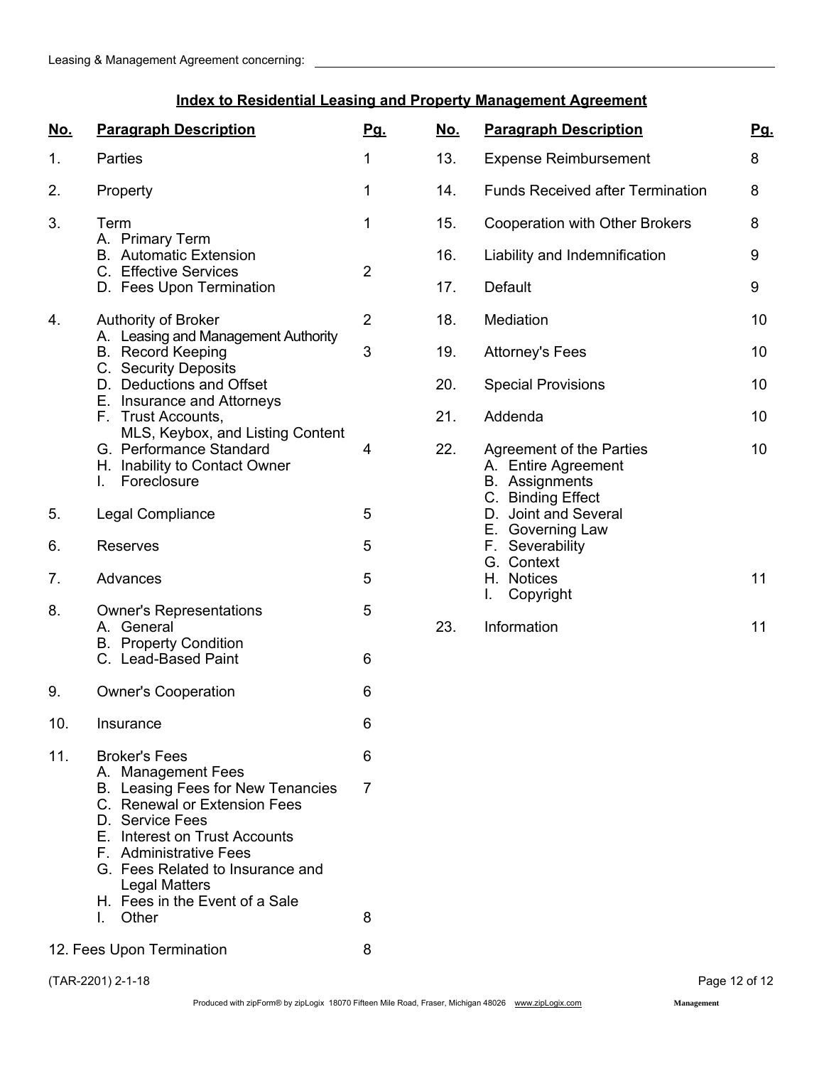Leasing & Management Agreement concerning: ______________________________

## Index to Residential Leasing and Property Management Agreement

| No. | Paragraph Description | Pg. | No. | Paragraph Description | Pg. |
|---|---|---|---|---|---|
| 1. | Parties | 1 | 13. | Expense Reimbursement | 8 |
| 2. | Property | 1 | 14. | Funds Received after Termination | 8 |
| 3. | Term | 1 | 15. | Cooperation with Other Brokers | 8 |
| | A. Primary Term | | 16. | Liability and Indemnification | 9 |
| | B. Automatic Extension | | 17. | Default | 9 |
| | C. Effective Services | 2 | 18. | Mediation | 10 |
| | D. Fees Upon Termination | | 19. | Attorney's Fees | 10 |
| 4. | Authority of Broker | 2 | 20. | Special Provisions | 10 |
| | A. Leasing and Management Authority | | 21. | Addenda | 10 |
| | B. Record Keeping | 3 | 22. | Agreement of the Parties | 10 |
| | C. Security Deposits | | | A. Entire Agreement | |
| | D. Deductions and Offset | | | B. Assignments | |
| | E. Insurance and Attorneys | | | C. Binding Effect | |
| | F. Trust Accounts, MLS, Keybox, and Listing Content | | | D. Joint and Several | |
| | G. Performance Standard | 4 | | E. Governing Law | |
| | H. Inability to Contact Owner | | | F. Severability | |
| | I. Foreclosure | | | G. Context | |
| 5. | Legal Compliance | 5 | | H. Notices | 11 |
| 6. | Reserves | 5 | | I. Copyright | |
| 7. | Advances | 5 | 23. | Information | 11 |
| 8. | Owner's Representations | 5 | | | |
| | A. General | | | | |
| | B. Property Condition | | | | |
| | C. Lead-Based Paint | 6 | | | |
| 9. | Owner's Cooperation | 6 | | | |
| 10. | Insurance | 6 | | | |
| 11. | Broker's Fees | 6 | | | |
| | A. Management Fees | | | | |
| | B. Leasing Fees for New Tenancies | 7 | | | |
| | C. Renewal or Extension Fees | | | | |
| | D. Service Fees | | | | |
| | E. Interest on Trust Accounts | | | | |
| | F. Administrative Fees | | | | |
| | G. Fees Related to Insurance and Legal Matters | | | | |
| | H. Fees in the Event of a Sale | | | | |
| | I. Other | 8 | | | |
| 12. | Fees Upon Termination | 8 | | | |

(TAR-2201) 2-1-18

Produced with zipForm® by zipLogix 18070 Fifteen Mile Road, Fraser, Michigan 48026 www.zipLogix.com Management